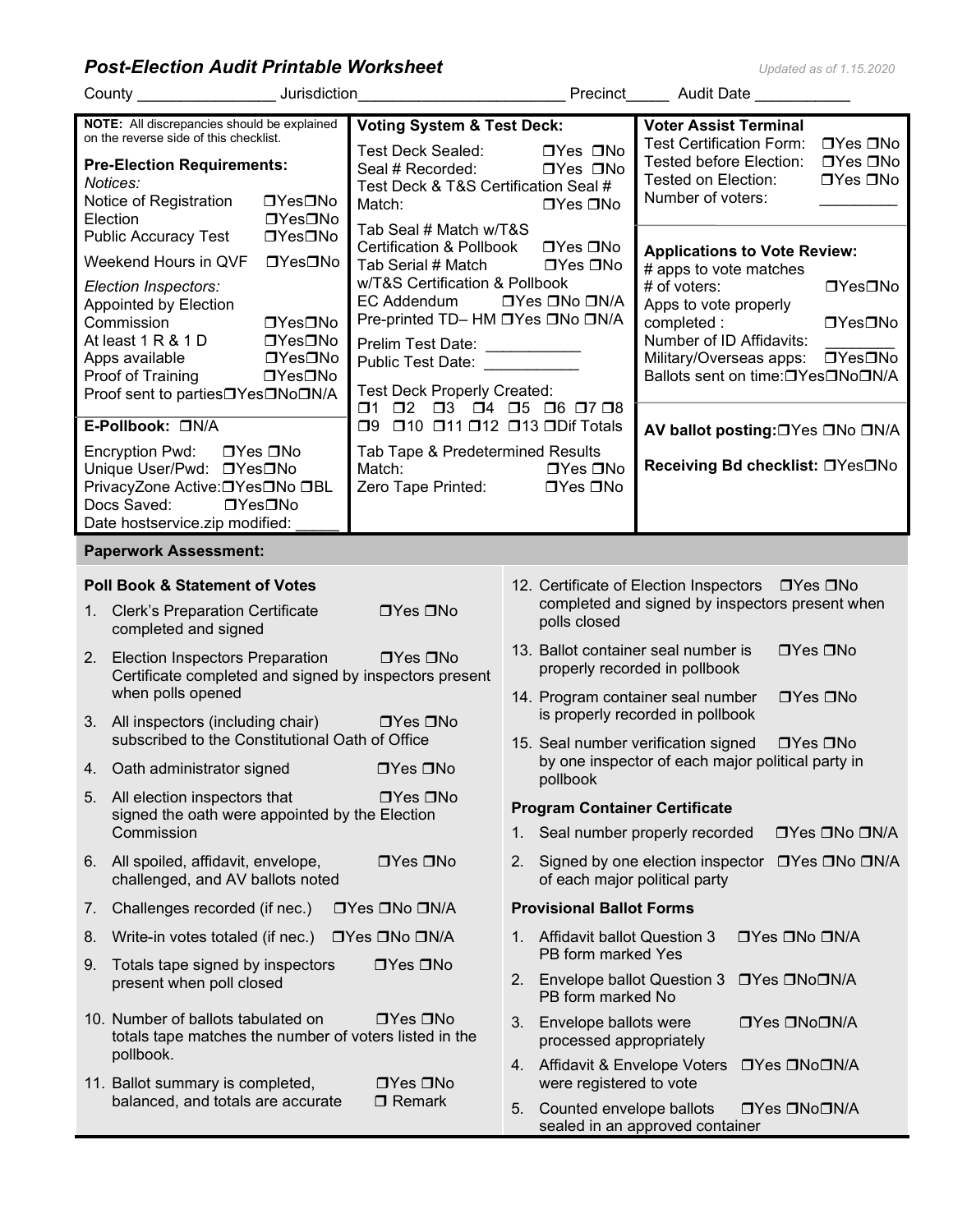## *Post-Election Audit Printable Worksheet*

Updated as of 1.15.2020

County ________________ Jurisdiction________________________ Precinct_____ Audit Date ___________

**NOTE:** All discrepancies should be explained on the reverse side of this checklist.

**Pre-Election Requirements:**

*Notices:*

- Notice of Registration ❒Yes❒No
- Election ❒Yes❒No
- Public Accuracy Test ❒Yes❒No
- Weekend Hours in QVF ❒Yes❒No

*Election Inspectors:*

- Appointed by Election Commission ❒Yes❒No
- At least 1 R & 1 D ❒Yes❒No
- Apps available ❒Yes❒No
- Proof of Training ❒Yes❒No
- Proof sent to parties❒Yes❒No❒N/A

**E-Pollbook:** ❒N/A

- Encryption Pwd: ❒Yes ❒No
- Unique User/Pwd: ❒Yes❒No
- PrivacyZone Active:❒Yes❒No ❒BL
- Docs Saved: ❒Yes❒No
- Date hostservice.zip modified: _____

**Voting System & Test Deck:**

- Test Deck Sealed: ❒Yes ❒No
- Seal # Recorded: ❒Yes ❒No
- Test Deck & T&S Certification Seal # Match: ❒Yes ❒No
- Tab Seal # Match w/T&S Certification & Pollbook ❒Yes ❒No
- Tab Serial # Match w/T&S Certification & Pollbook ❒Yes ❒No
- EC Addendum ❒Yes ❒No ❒N/A
- Pre-printed TD– HM ❒Yes ❒No ❒N/A
- Prelim Test Date: ___________
- Public Test Date: ___________
- Test Deck Properly Created: ❒1 ❒2 ❒3 ❒4 ❒5 ❒6 ❒7 ❒8 ❒9 ❒10 ❒11 ❒12 ❒13 ❒Dif Totals
- Tab Tape & Predetermined Results Match: ❒Yes ❒No
- Zero Tape Printed: ❒Yes ❒No

**Voter Assist Terminal**

- Test Certification Form: ❒Yes ❒No
- Tested before Election: ❒Yes ❒No
- Tested on Election: ❒Yes ❒No
- Number of voters: _________

**Applications to Vote Review:**

- # apps to vote matches # of voters: ❒Yes❒No
- Apps to vote properly completed : ❒Yes❒No
- Number of ID Affidavits: ________
- Military/Overseas apps: ❒Yes❒No
- Ballots sent on time:❒Yes❒No❒N/A

**AV ballot posting:**❒Yes ❒No ❒N/A

**Receiving Bd checklist:** ❒Yes❒No

### Paperwork Assessment:

**Poll Book & Statement of Votes**

1. Clerk's Preparation Certificate completed and signed ❒Yes ❒No
2. Election Inspectors Preparation Certificate completed and signed by inspectors present when polls opened ❒Yes ❒No
3. All inspectors (including chair) subscribed to the Constitutional Oath of Office ❒Yes ❒No
4. Oath administrator signed ❒Yes ❒No
5. All election inspectors that signed the oath were appointed by the Election Commission ❒Yes ❒No
6. All spoiled, affidavit, envelope, challenged, and AV ballots noted ❒Yes ❒No
7. Challenges recorded (if nec.) ❒Yes ❒No ❒N/A
8. Write-in votes totaled (if nec.) ❒Yes ❒No ❒N/A
9. Totals tape signed by inspectors present when poll closed ❒Yes ❒No
10. Number of ballots tabulated on totals tape matches the number of voters listed in the pollbook. ❒Yes ❒No
11. Ballot summary is completed, balanced, and totals are accurate ❒Yes ❒No ❒ Remark
12. Certificate of Election Inspectors completed and signed by inspectors present when polls closed ❒Yes ❒No
13. Ballot container seal number is properly recorded in pollbook ❒Yes ❒No
14. Program container seal number is properly recorded in pollbook ❒Yes ❒No
15. Seal number verification signed by one inspector of each major political party in pollbook ❒Yes ❒No

**Program Container Certificate**

1. Seal number properly recorded ❒Yes ❒No ❒N/A
2. Signed by one election inspector of each major political party ❒Yes ❒No ❒N/A

**Provisional Ballot Forms**

1. Affidavit ballot Question 3 PB form marked Yes ❒Yes ❒No ❒N/A
2. Envelope ballot Question 3 PB form marked No ❒Yes ❒No❒N/A
3. Envelope ballots were processed appropriately ❒Yes ❒No❒N/A
4. Affidavit & Envelope Voters were registered to vote ❒Yes ❒No❒N/A
5. Counted envelope ballots sealed in an approved container ❒Yes ❒No❒N/A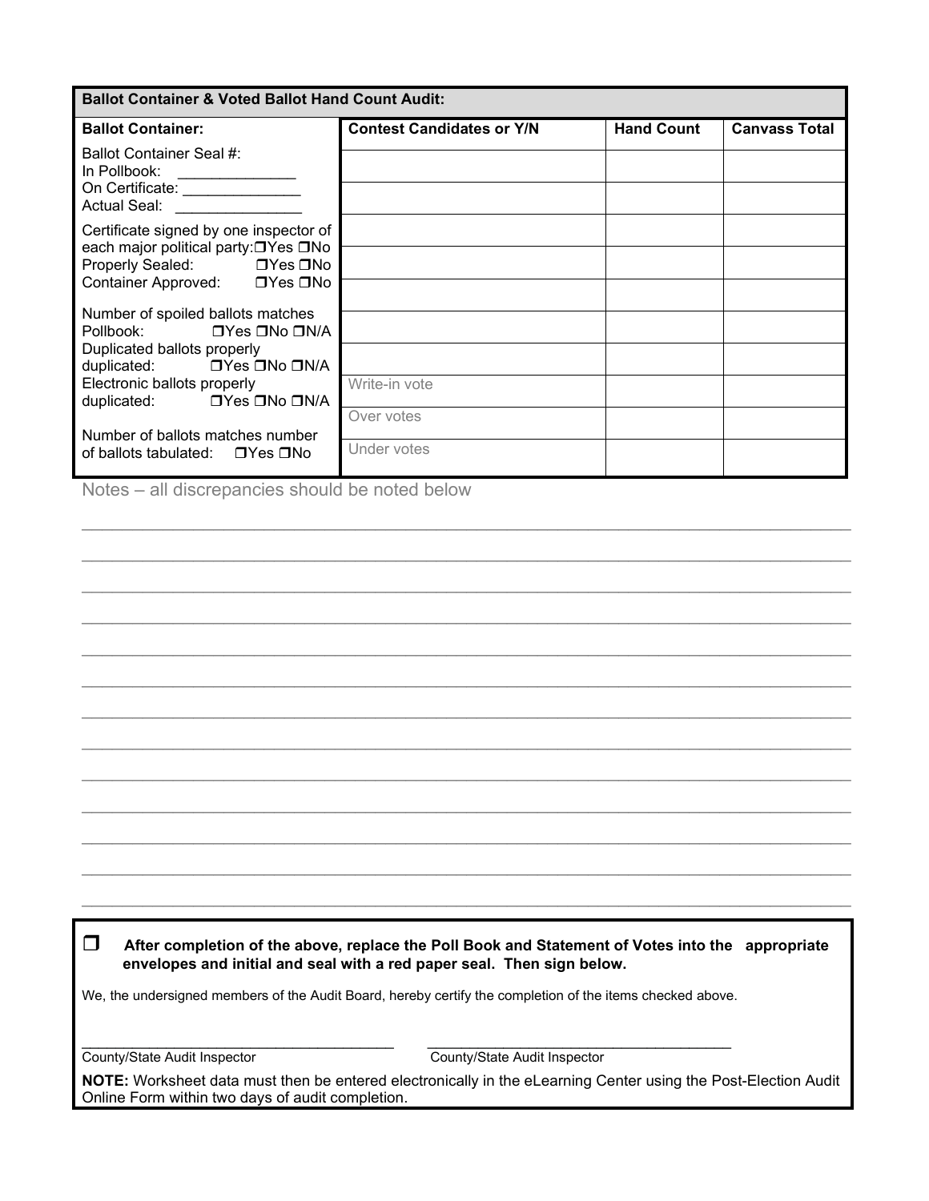| Ballot Container & Voted Ballot Hand Count Audit: | | | |
|---|---|---|---|
| **Ballot Container:** | **Contest Candidates or Y/N** | **Hand Count** | **Canvass Total** |
| Ballot Container Seal #:<br>In Pollbook: ______________<br>On Certificate: ______________<br>Actual Seal: _______________ | | | |
| | | | |
| Certificate signed by one inspector of each major political party: ❒Yes ❒No<br>Properly Sealed: ❒Yes ❒No<br>Container Approved: ❒Yes ❒No | | | |
| | | | |
| | | | |
| Number of spoiled ballots matches Pollbook: ❒Yes ❒No ❒N/A<br>Duplicated ballots properly duplicated: ❒Yes ❒No ❒N/A | | | |
| | | | |
| Electronic ballots properly duplicated: ❒Yes ❒No ❒N/A | Write-in vote | | |
| | Over votes | | |
| Number of ballots matches number of ballots tabulated: ❒Yes ❒No | Under votes | | |

Notes – all discrepancies should be noted below

_____________________________________________________________________________

_____________________________________________________________________________

_____________________________________________________________________________

_____________________________________________________________________________

_____________________________________________________________________________

_____________________________________________________________________________

_____________________________________________________________________________

_____________________________________________________________________________

_____________________________________________________________________________

_____________________________________________________________________________

_____________________________________________________________________________

_____________________________________________________________________________

_____________________________________________________________________________

❒ **After completion of the above, replace the Poll Book and Statement of Votes into the appropriate envelopes and initial and seal with a red paper seal. Then sign below.**

We, the undersigned members of the Audit Board, hereby certify the completion of the items checked above.

_____________________________________ _____________________________________

County/State Audit Inspector County/State Audit Inspector

**NOTE:** Worksheet data must then be entered electronically in the eLearning Center using the Post-Election Audit Online Form within two days of audit completion.